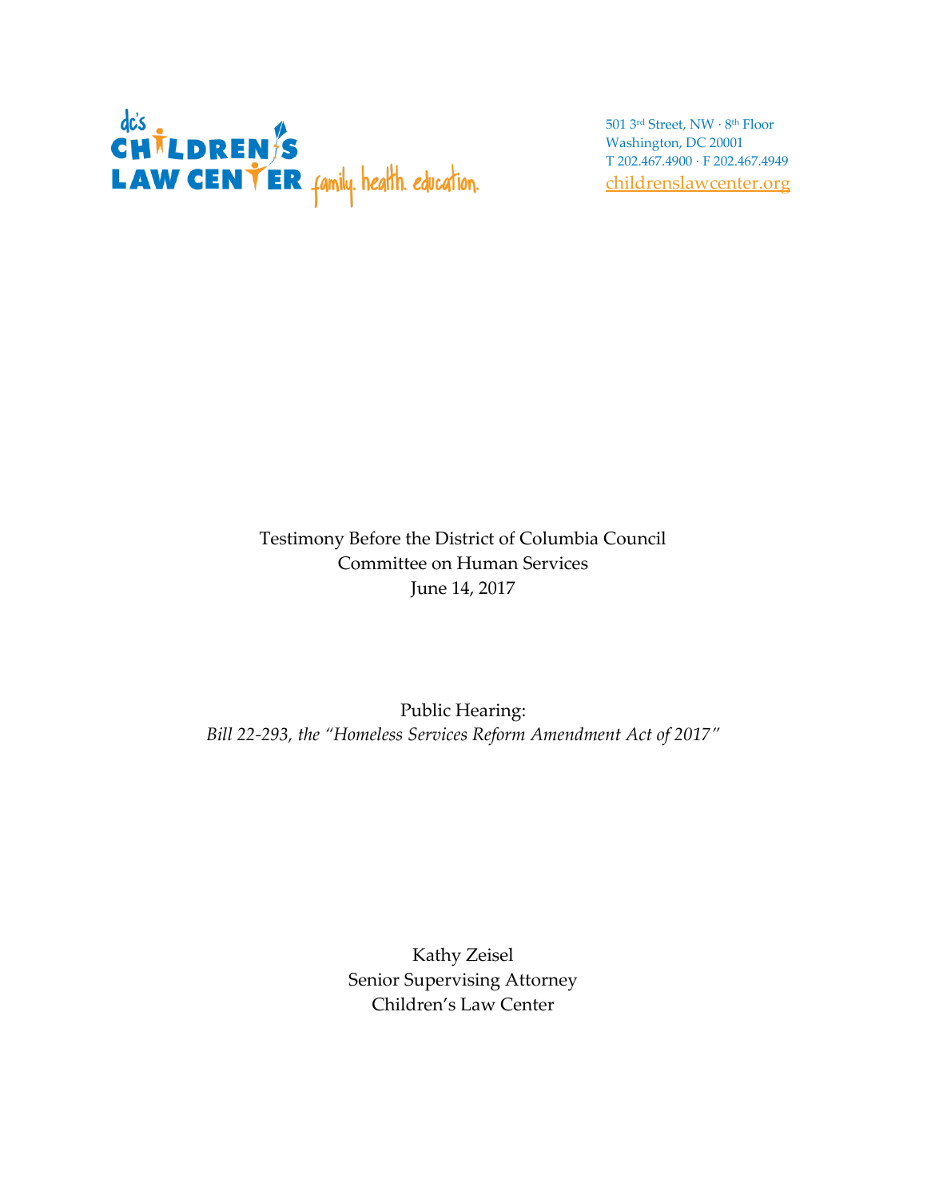dc's CHILDREN'S LAW CENTER family. health. education.

501 3rd Street, NW · 8th Floor
Washington, DC 20001
T 202.467.4900 · F 202.467.4949
childrenslawcenter.org

Testimony Before the District of Columbia Council
Committee on Human Services
June 14, 2017

Public Hearing:
*Bill 22-293, the "Homeless Services Reform Amendment Act of 2017"*

Kathy Zeisel
Senior Supervising Attorney
Children's Law Center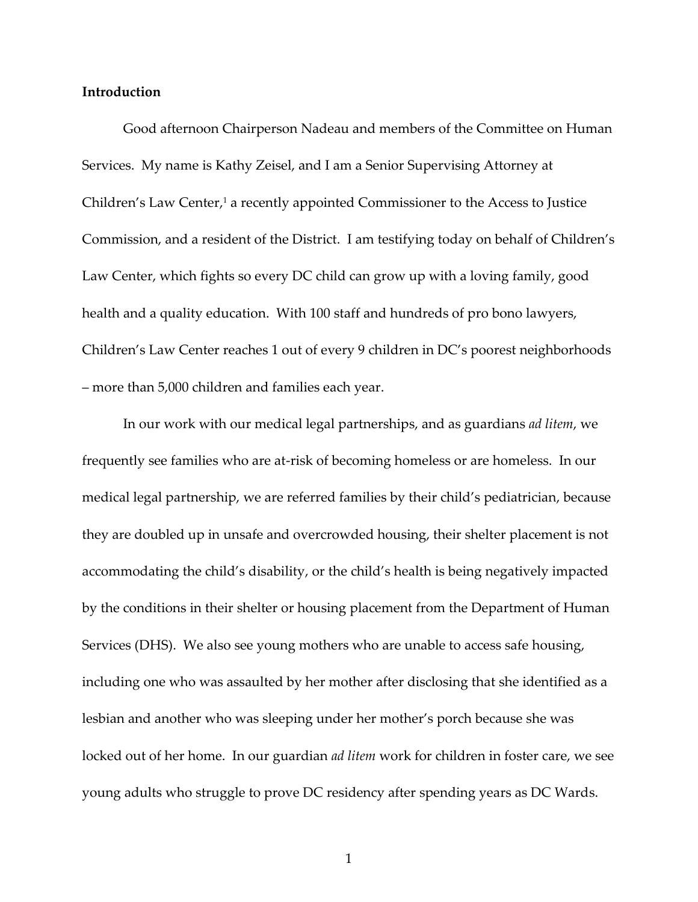**Introduction**

Good afternoon Chairperson Nadeau and members of the Committee on Human Services. My name is Kathy Zeisel, and I am a Senior Supervising Attorney at Children's Law Center,[1] a recently appointed Commissioner to the Access to Justice Commission, and a resident of the District. I am testifying today on behalf of Children's Law Center, which fights so every DC child can grow up with a loving family, good health and a quality education. With 100 staff and hundreds of pro bono lawyers, Children's Law Center reaches 1 out of every 9 children in DC's poorest neighborhoods – more than 5,000 children and families each year.

In our work with our medical legal partnerships, and as guardians *ad litem*, we frequently see families who are at-risk of becoming homeless or are homeless. In our medical legal partnership, we are referred families by their child's pediatrician, because they are doubled up in unsafe and overcrowded housing, their shelter placement is not accommodating the child's disability, or the child's health is being negatively impacted by the conditions in their shelter or housing placement from the Department of Human Services (DHS). We also see young mothers who are unable to access safe housing, including one who was assaulted by her mother after disclosing that she identified as a lesbian and another who was sleeping under her mother's porch because she was locked out of her home. In our guardian *ad litem* work for children in foster care, we see young adults who struggle to prove DC residency after spending years as DC Wards.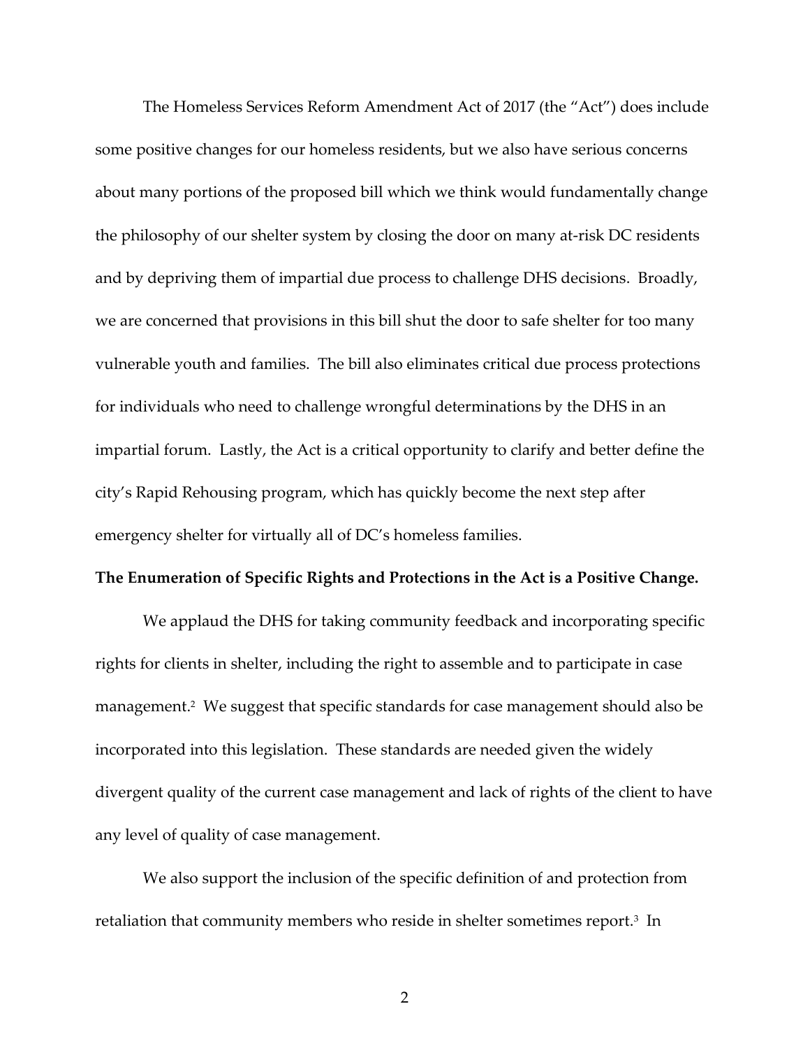The Homeless Services Reform Amendment Act of 2017 (the "Act") does include some positive changes for our homeless residents, but we also have serious concerns about many portions of the proposed bill which we think would fundamentally change the philosophy of our shelter system by closing the door on many at-risk DC residents and by depriving them of impartial due process to challenge DHS decisions. Broadly, we are concerned that provisions in this bill shut the door to safe shelter for too many vulnerable youth and families. The bill also eliminates critical due process protections for individuals who need to challenge wrongful determinations by the DHS in an impartial forum. Lastly, the Act is a critical opportunity to clarify and better define the city's Rapid Rehousing program, which has quickly become the next step after emergency shelter for virtually all of DC's homeless families.

**The Enumeration of Specific Rights and Protections in the Act is a Positive Change.**

We applaud the DHS for taking community feedback and incorporating specific rights for clients in shelter, including the right to assemble and to participate in case management.[2] We suggest that specific standards for case management should also be incorporated into this legislation. These standards are needed given the widely divergent quality of the current case management and lack of rights of the client to have any level of quality of case management.

We also support the inclusion of the specific definition of and protection from retaliation that community members who reside in shelter sometimes report.[3] In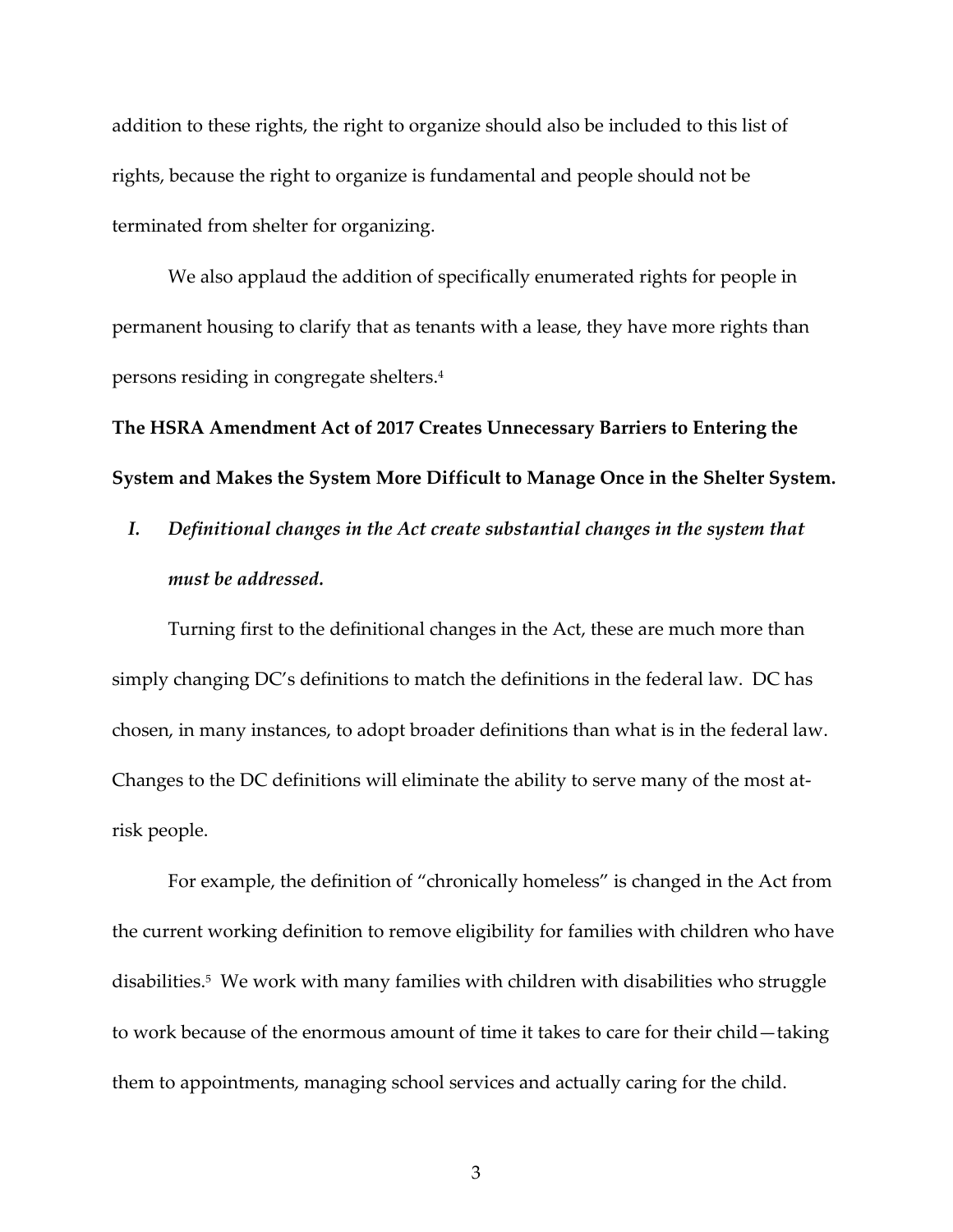addition to these rights, the right to organize should also be included to this list of rights, because the right to organize is fundamental and people should not be terminated from shelter for organizing.

We also applaud the addition of specifically enumerated rights for people in permanent housing to clarify that as tenants with a lease, they have more rights than persons residing in congregate shelters.[4]

**The HSRA Amendment Act of 2017 Creates Unnecessary Barriers to Entering the System and Makes the System More Difficult to Manage Once in the Shelter System.**

*I. Definitional changes in the Act create substantial changes in the system that must be addressed.*

Turning first to the definitional changes in the Act, these are much more than simply changing DC's definitions to match the definitions in the federal law. DC has chosen, in many instances, to adopt broader definitions than what is in the federal law. Changes to the DC definitions will eliminate the ability to serve many of the most at-risk people.

For example, the definition of "chronically homeless" is changed in the Act from the current working definition to remove eligibility for families with children who have disabilities.[5] We work with many families with children with disabilities who struggle to work because of the enormous amount of time it takes to care for their child—taking them to appointments, managing school services and actually caring for the child.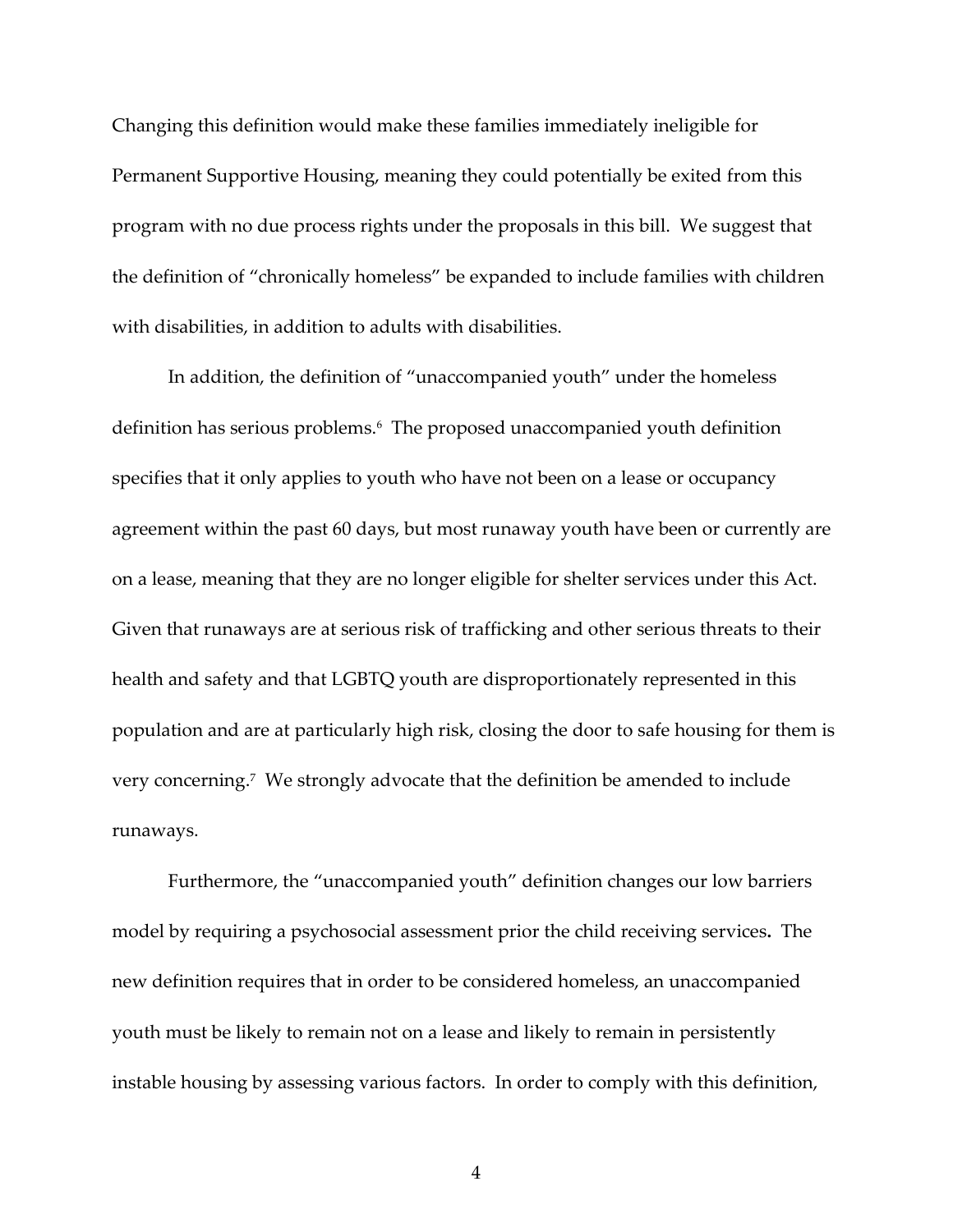Changing this definition would make these families immediately ineligible for Permanent Supportive Housing, meaning they could potentially be exited from this program with no due process rights under the proposals in this bill. We suggest that the definition of "chronically homeless" be expanded to include families with children with disabilities, in addition to adults with disabilities.

In addition, the definition of "unaccompanied youth" under the homeless definition has serious problems.[6] The proposed unaccompanied youth definition specifies that it only applies to youth who have not been on a lease or occupancy agreement within the past 60 days, but most runaway youth have been or currently are on a lease, meaning that they are no longer eligible for shelter services under this Act. Given that runaways are at serious risk of trafficking and other serious threats to their health and safety and that LGBTQ youth are disproportionately represented in this population and are at particularly high risk, closing the door to safe housing for them is very concerning.[7] We strongly advocate that the definition be amended to include runaways.

Furthermore, the "unaccompanied youth" definition changes our low barriers model by requiring a psychosocial assessment prior the child receiving services**.** The new definition requires that in order to be considered homeless, an unaccompanied youth must be likely to remain not on a lease and likely to remain in persistently instable housing by assessing various factors. In order to comply with this definition,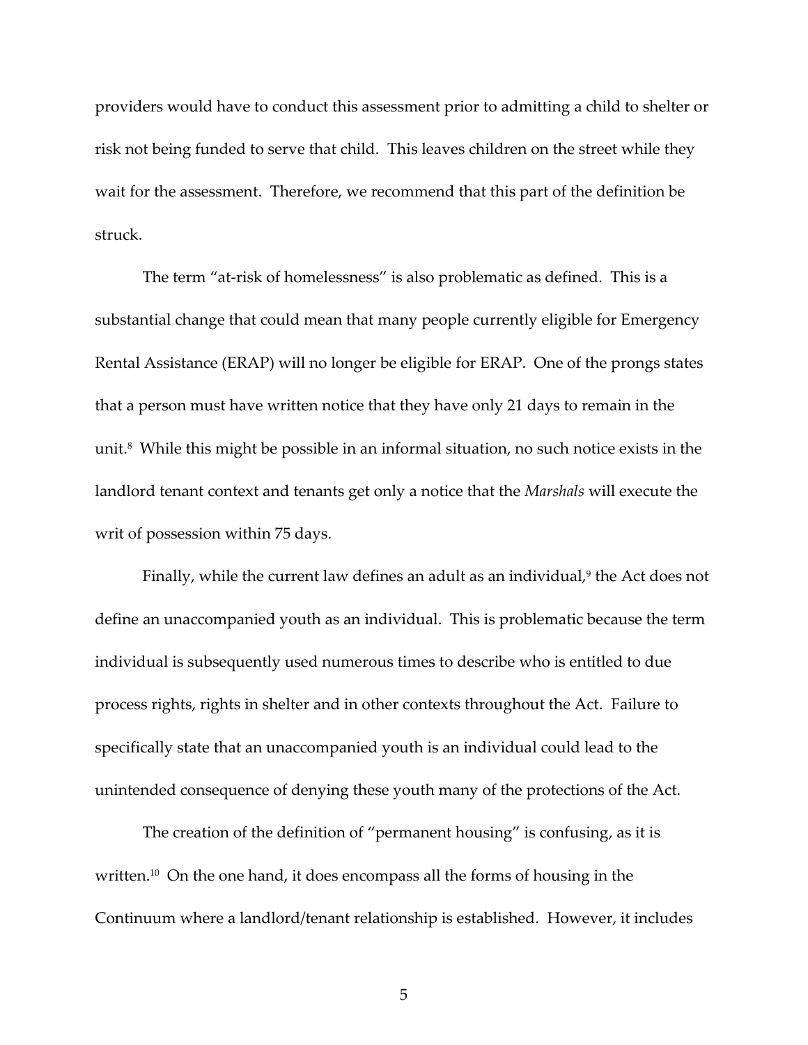providers would have to conduct this assessment prior to admitting a child to shelter or risk not being funded to serve that child. This leaves children on the street while they wait for the assessment. Therefore, we recommend that this part of the definition be struck.

The term "at-risk of homelessness" is also problematic as defined. This is a substantial change that could mean that many people currently eligible for Emergency Rental Assistance (ERAP) will no longer be eligible for ERAP. One of the prongs states that a person must have written notice that they have only 21 days to remain in the unit.[8] While this might be possible in an informal situation, no such notice exists in the landlord tenant context and tenants get only a notice that the *Marshals* will execute the writ of possession within 75 days.

Finally, while the current law defines an adult as an individual,[9] the Act does not define an unaccompanied youth as an individual. This is problematic because the term individual is subsequently used numerous times to describe who is entitled to due process rights, rights in shelter and in other contexts throughout the Act. Failure to specifically state that an unaccompanied youth is an individual could lead to the unintended consequence of denying these youth many of the protections of the Act.

The creation of the definition of "permanent housing" is confusing, as it is written.[10] On the one hand, it does encompass all the forms of housing in the Continuum where a landlord/tenant relationship is established. However, it includes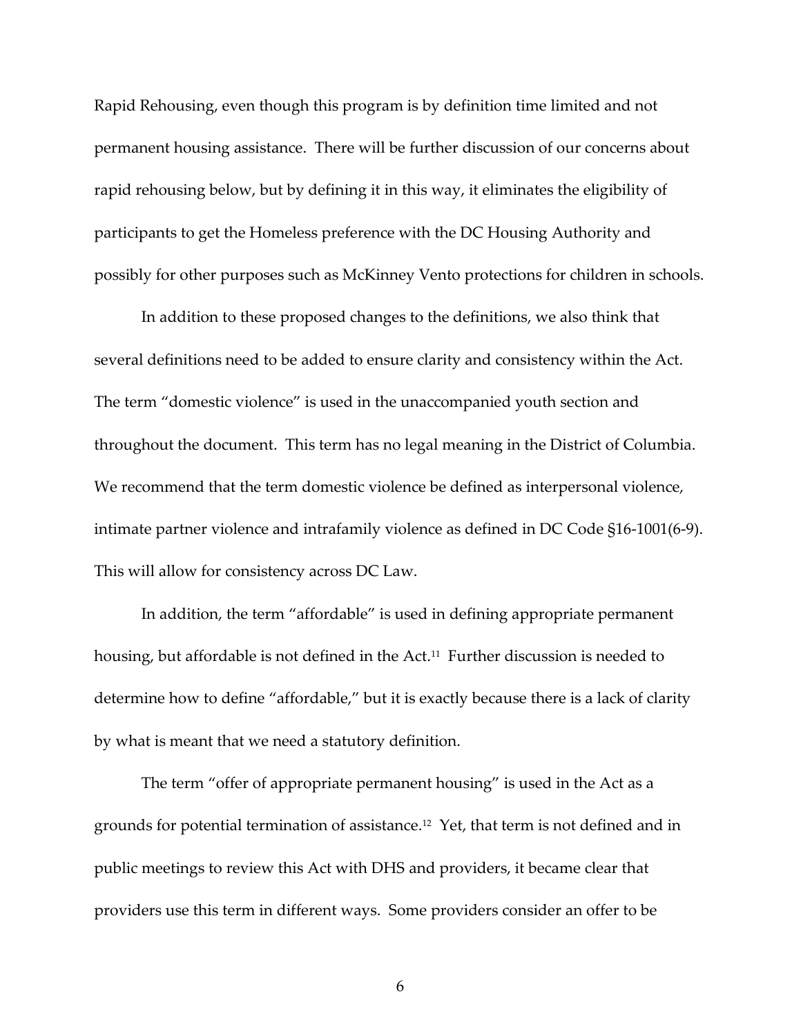Rapid Rehousing, even though this program is by definition time limited and not permanent housing assistance. There will be further discussion of our concerns about rapid rehousing below, but by defining it in this way, it eliminates the eligibility of participants to get the Homeless preference with the DC Housing Authority and possibly for other purposes such as McKinney Vento protections for children in schools.

In addition to these proposed changes to the definitions, we also think that several definitions need to be added to ensure clarity and consistency within the Act. The term "domestic violence" is used in the unaccompanied youth section and throughout the document. This term has no legal meaning in the District of Columbia. We recommend that the term domestic violence be defined as interpersonal violence, intimate partner violence and intrafamily violence as defined in DC Code §16-1001(6-9). This will allow for consistency across DC Law.

In addition, the term "affordable" is used in defining appropriate permanent housing, but affordable is not defined in the Act.[11] Further discussion is needed to determine how to define "affordable," but it is exactly because there is a lack of clarity by what is meant that we need a statutory definition.

The term "offer of appropriate permanent housing" is used in the Act as a grounds for potential termination of assistance.[12] Yet, that term is not defined and in public meetings to review this Act with DHS and providers, it became clear that providers use this term in different ways. Some providers consider an offer to be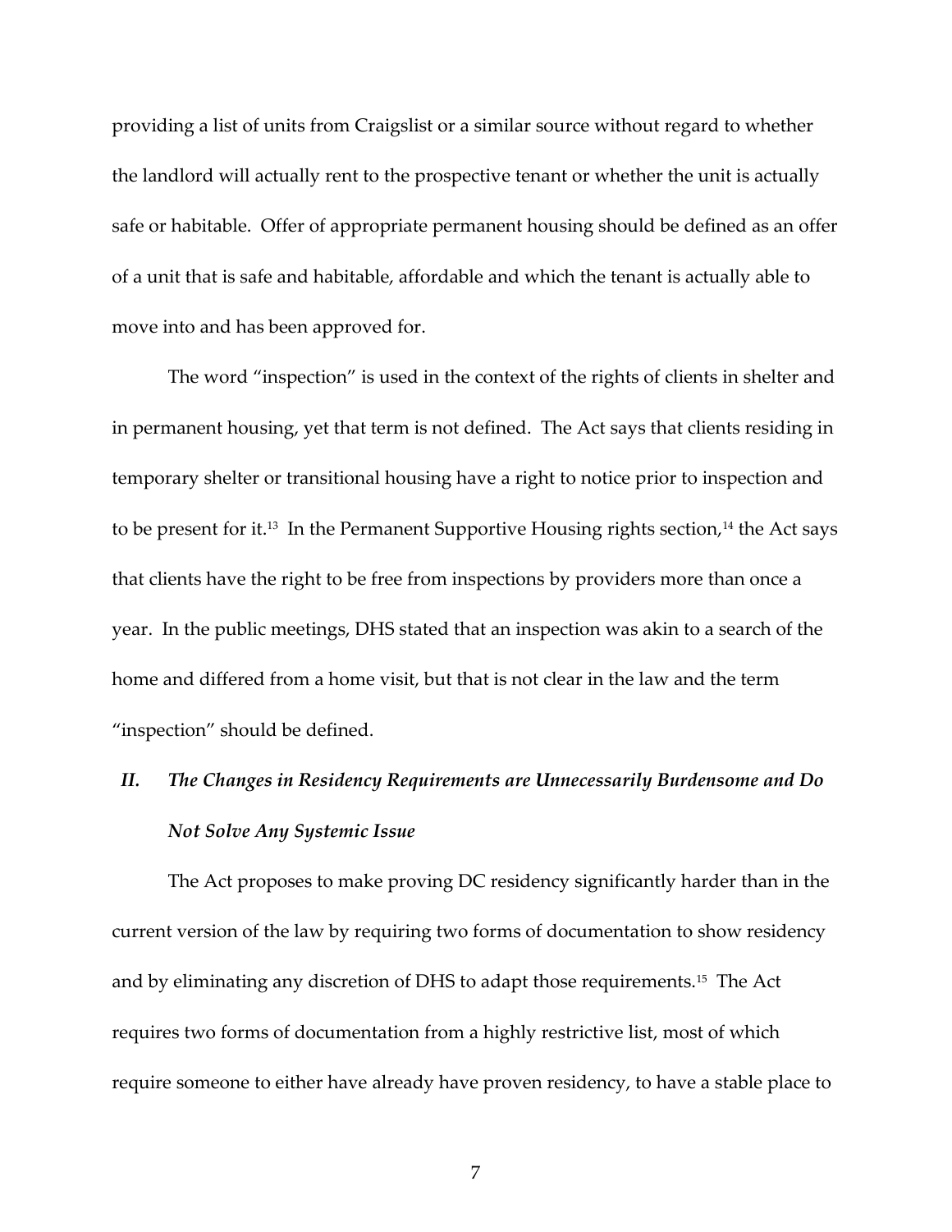providing a list of units from Craigslist or a similar source without regard to whether the landlord will actually rent to the prospective tenant or whether the unit is actually safe or habitable. Offer of appropriate permanent housing should be defined as an offer of a unit that is safe and habitable, affordable and which the tenant is actually able to move into and has been approved for.

The word "inspection" is used in the context of the rights of clients in shelter and in permanent housing, yet that term is not defined. The Act says that clients residing in temporary shelter or transitional housing have a right to notice prior to inspection and to be present for it.[13] In the Permanent Supportive Housing rights section,[14] the Act says that clients have the right to be free from inspections by providers more than once a year. In the public meetings, DHS stated that an inspection was akin to a search of the home and differed from a home visit, but that is not clear in the law and the term "inspection" should be defined.

## *II. The Changes in Residency Requirements are Unnecessarily Burdensome and Do Not Solve Any Systemic Issue*

The Act proposes to make proving DC residency significantly harder than in the current version of the law by requiring two forms of documentation to show residency and by eliminating any discretion of DHS to adapt those requirements.[15] The Act requires two forms of documentation from a highly restrictive list, most of which require someone to either have already have proven residency, to have a stable place to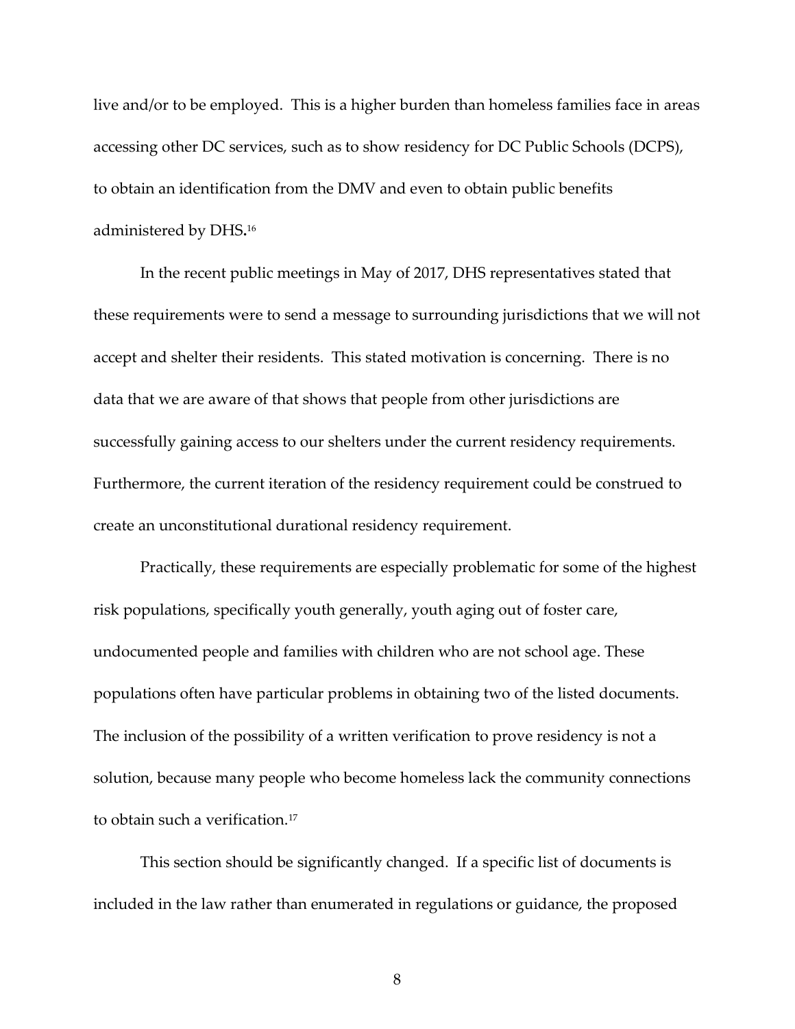live and/or to be employed. This is a higher burden than homeless families face in areas accessing other DC services, such as to show residency for DC Public Schools (DCPS), to obtain an identification from the DMV and even to obtain public benefits administered by DHS.[16]

In the recent public meetings in May of 2017, DHS representatives stated that these requirements were to send a message to surrounding jurisdictions that we will not accept and shelter their residents. This stated motivation is concerning. There is no data that we are aware of that shows that people from other jurisdictions are successfully gaining access to our shelters under the current residency requirements. Furthermore, the current iteration of the residency requirement could be construed to create an unconstitutional durational residency requirement.

Practically, these requirements are especially problematic for some of the highest risk populations, specifically youth generally, youth aging out of foster care, undocumented people and families with children who are not school age. These populations often have particular problems in obtaining two of the listed documents. The inclusion of the possibility of a written verification to prove residency is not a solution, because many people who become homeless lack the community connections to obtain such a verification.[17]

This section should be significantly changed. If a specific list of documents is included in the law rather than enumerated in regulations or guidance, the proposed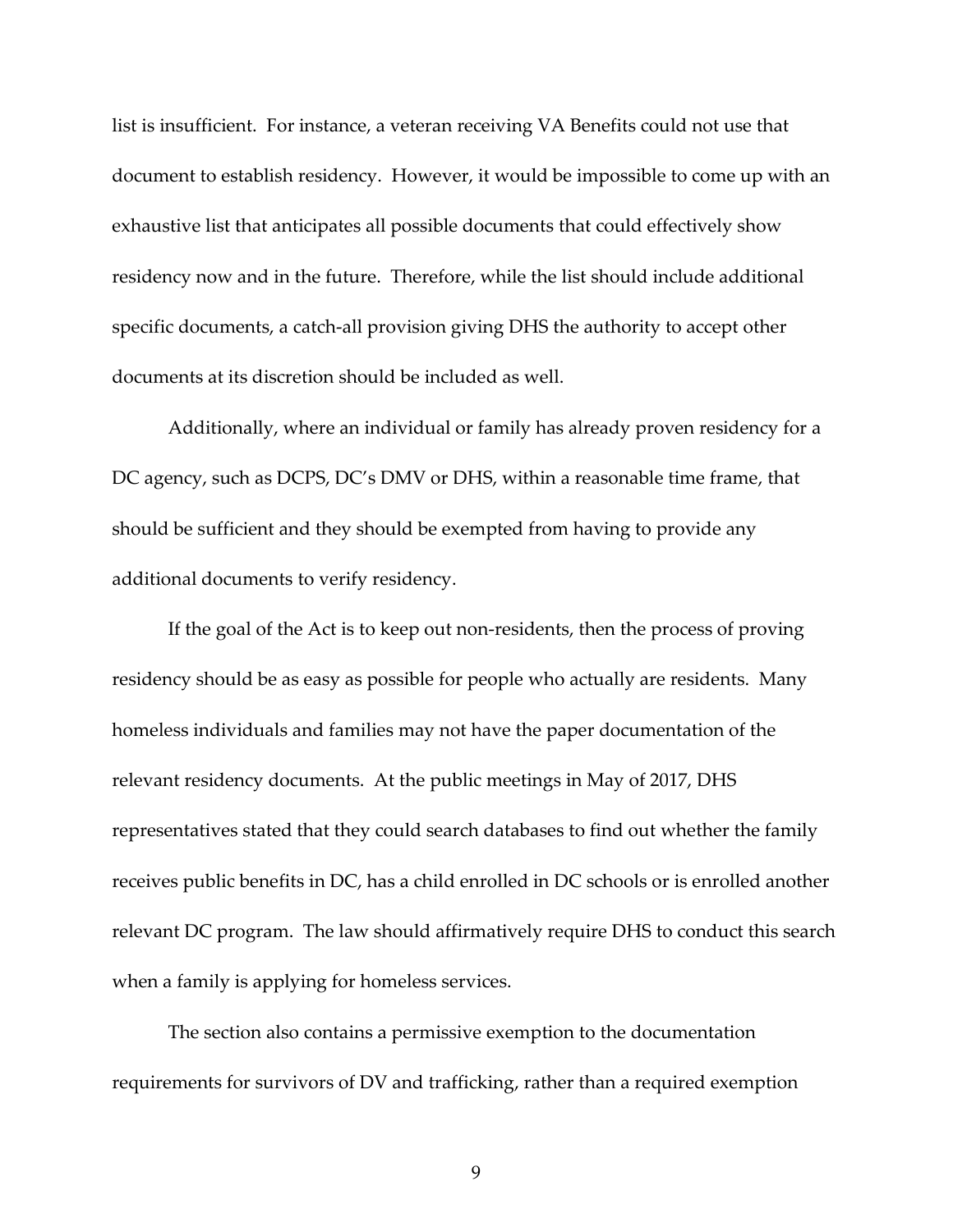list is insufficient. For instance, a veteran receiving VA Benefits could not use that document to establish residency. However, it would be impossible to come up with an exhaustive list that anticipates all possible documents that could effectively show residency now and in the future. Therefore, while the list should include additional specific documents, a catch-all provision giving DHS the authority to accept other documents at its discretion should be included as well.

Additionally, where an individual or family has already proven residency for a DC agency, such as DCPS, DC's DMV or DHS, within a reasonable time frame, that should be sufficient and they should be exempted from having to provide any additional documents to verify residency.

If the goal of the Act is to keep out non-residents, then the process of proving residency should be as easy as possible for people who actually are residents. Many homeless individuals and families may not have the paper documentation of the relevant residency documents. At the public meetings in May of 2017, DHS representatives stated that they could search databases to find out whether the family receives public benefits in DC, has a child enrolled in DC schools or is enrolled another relevant DC program. The law should affirmatively require DHS to conduct this search when a family is applying for homeless services.

The section also contains a permissive exemption to the documentation requirements for survivors of DV and trafficking, rather than a required exemption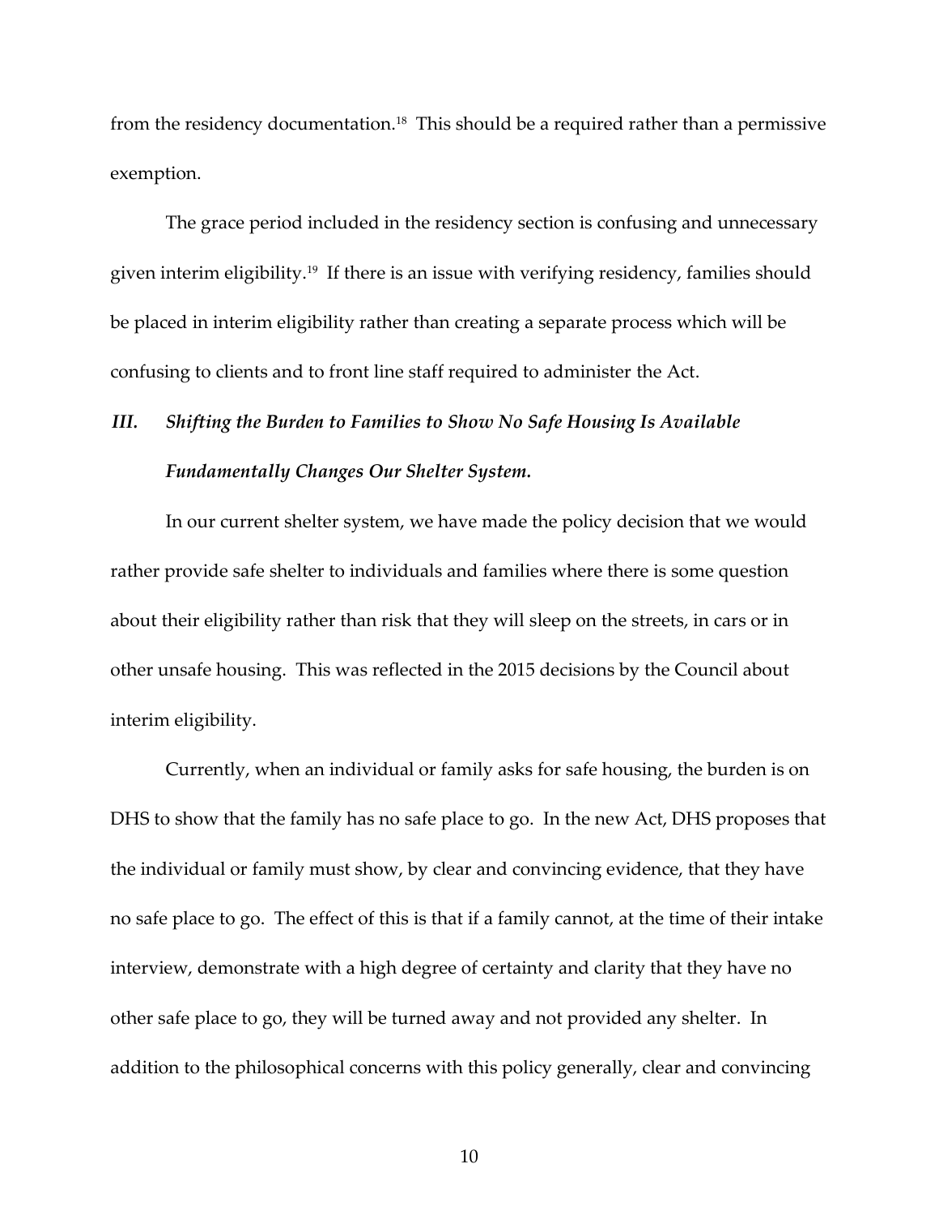from the residency documentation.[18] This should be a required rather than a permissive exemption.

The grace period included in the residency section is confusing and unnecessary given interim eligibility.[19] If there is an issue with verifying residency, families should be placed in interim eligibility rather than creating a separate process which will be confusing to clients and to front line staff required to administer the Act.

### *III. Shifting the Burden to Families to Show No Safe Housing Is Available Fundamentally Changes Our Shelter System.*

In our current shelter system, we have made the policy decision that we would rather provide safe shelter to individuals and families where there is some question about their eligibility rather than risk that they will sleep on the streets, in cars or in other unsafe housing. This was reflected in the 2015 decisions by the Council about interim eligibility.

Currently, when an individual or family asks for safe housing, the burden is on DHS to show that the family has no safe place to go. In the new Act, DHS proposes that the individual or family must show, by clear and convincing evidence, that they have no safe place to go. The effect of this is that if a family cannot, at the time of their intake interview, demonstrate with a high degree of certainty and clarity that they have no other safe place to go, they will be turned away and not provided any shelter. In addition to the philosophical concerns with this policy generally, clear and convincing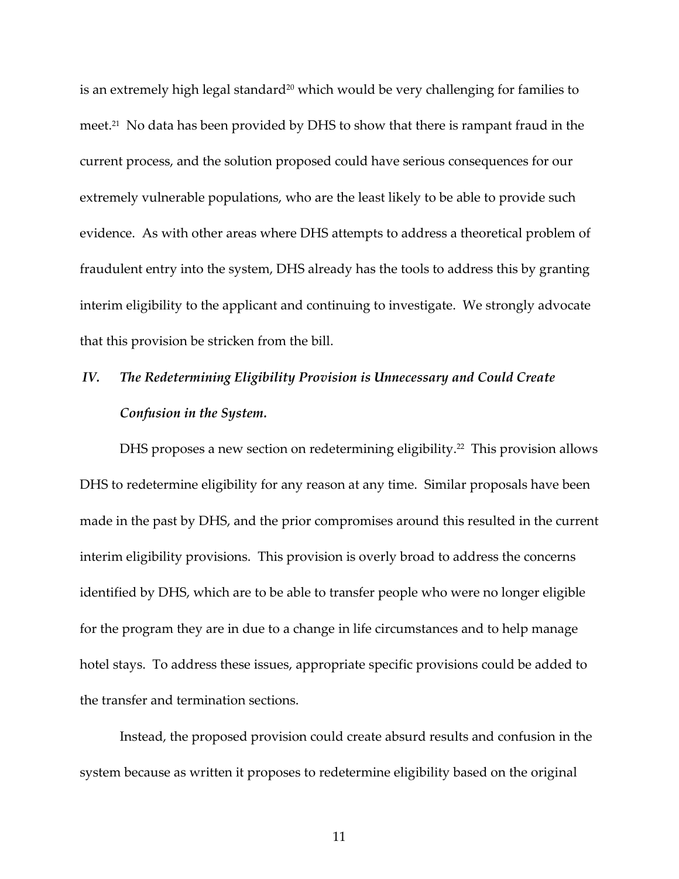is an extremely high legal standard[20] which would be very challenging for families to meet.[21] No data has been provided by DHS to show that there is rampant fraud in the current process, and the solution proposed could have serious consequences for our extremely vulnerable populations, who are the least likely to be able to provide such evidence. As with other areas where DHS attempts to address a theoretical problem of fraudulent entry into the system, DHS already has the tools to address this by granting interim eligibility to the applicant and continuing to investigate. We strongly advocate that this provision be stricken from the bill.

## *IV. The Redetermining Eligibility Provision is Unnecessary and Could Create Confusion in the System.*

DHS proposes a new section on redetermining eligibility.[22] This provision allows DHS to redetermine eligibility for any reason at any time. Similar proposals have been made in the past by DHS, and the prior compromises around this resulted in the current interim eligibility provisions. This provision is overly broad to address the concerns identified by DHS, which are to be able to transfer people who were no longer eligible for the program they are in due to a change in life circumstances and to help manage hotel stays. To address these issues, appropriate specific provisions could be added to the transfer and termination sections.

Instead, the proposed provision could create absurd results and confusion in the system because as written it proposes to redetermine eligibility based on the original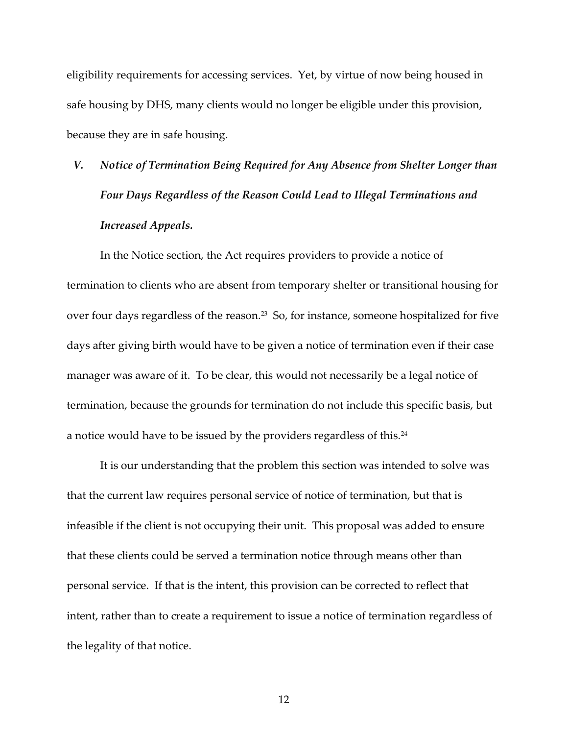eligibility requirements for accessing services. Yet, by virtue of now being housed in safe housing by DHS, many clients would no longer be eligible under this provision, because they are in safe housing.

### *V. Notice of Termination Being Required for Any Absence from Shelter Longer than Four Days Regardless of the Reason Could Lead to Illegal Terminations and Increased Appeals.*

In the Notice section, the Act requires providers to provide a notice of termination to clients who are absent from temporary shelter or transitional housing for over four days regardless of the reason.[23] So, for instance, someone hospitalized for five days after giving birth would have to be given a notice of termination even if their case manager was aware of it. To be clear, this would not necessarily be a legal notice of termination, because the grounds for termination do not include this specific basis, but a notice would have to be issued by the providers regardless of this.[24]

It is our understanding that the problem this section was intended to solve was that the current law requires personal service of notice of termination, but that is infeasible if the client is not occupying their unit. This proposal was added to ensure that these clients could be served a termination notice through means other than personal service. If that is the intent, this provision can be corrected to reflect that intent, rather than to create a requirement to issue a notice of termination regardless of the legality of that notice.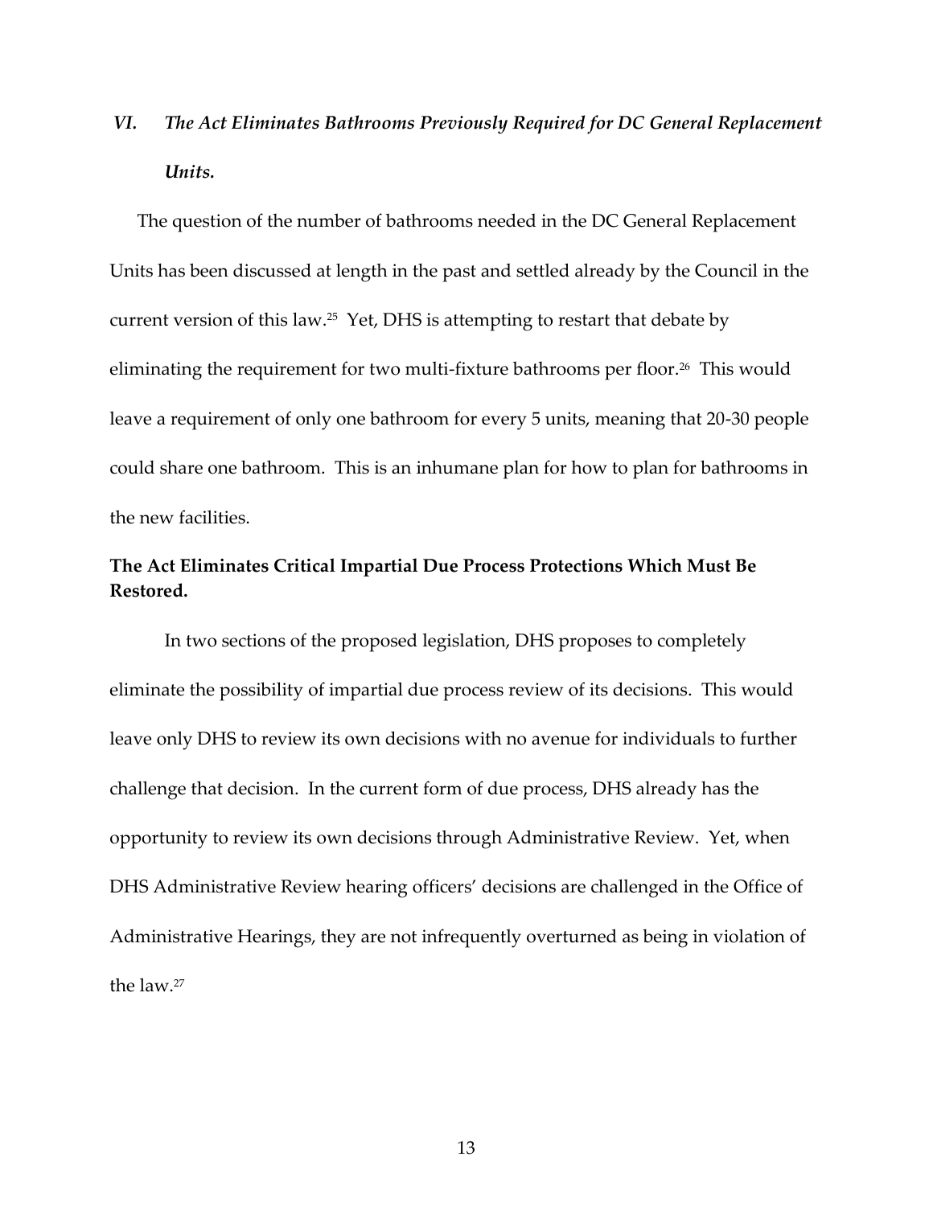## *VI. The Act Eliminates Bathrooms Previously Required for DC General Replacement Units.*

The question of the number of bathrooms needed in the DC General Replacement Units has been discussed at length in the past and settled already by the Council in the current version of this law.[25] Yet, DHS is attempting to restart that debate by eliminating the requirement for two multi-fixture bathrooms per floor.[26] This would leave a requirement of only one bathroom for every 5 units, meaning that 20-30 people could share one bathroom. This is an inhumane plan for how to plan for bathrooms in the new facilities.

**The Act Eliminates Critical Impartial Due Process Protections Which Must Be Restored.**

In two sections of the proposed legislation, DHS proposes to completely eliminate the possibility of impartial due process review of its decisions. This would leave only DHS to review its own decisions with no avenue for individuals to further challenge that decision. In the current form of due process, DHS already has the opportunity to review its own decisions through Administrative Review. Yet, when DHS Administrative Review hearing officers' decisions are challenged in the Office of Administrative Hearings, they are not infrequently overturned as being in violation of the law.[27]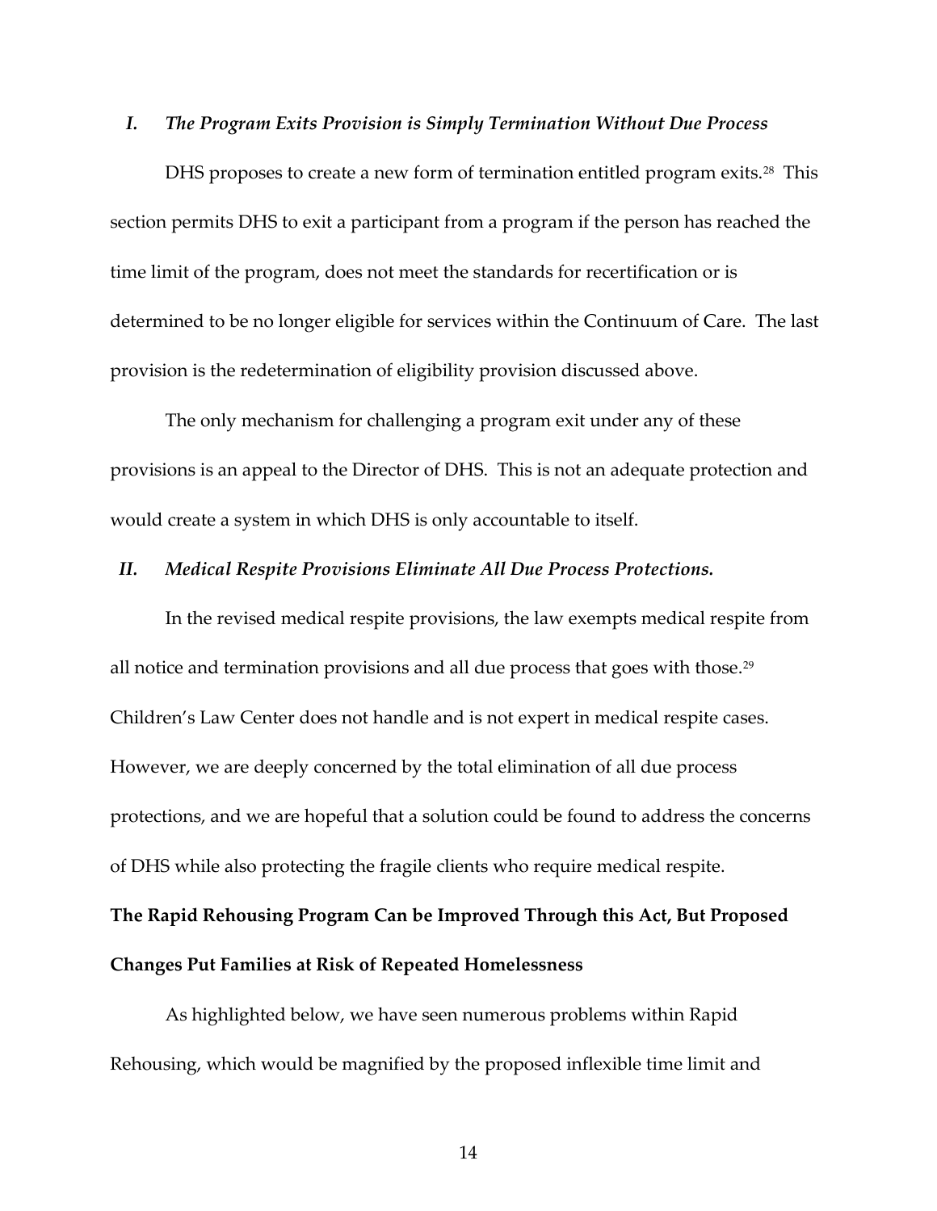### *I. The Program Exits Provision is Simply Termination Without Due Process*

DHS proposes to create a new form of termination entitled program exits.[28] This section permits DHS to exit a participant from a program if the person has reached the time limit of the program, does not meet the standards for recertification or is determined to be no longer eligible for services within the Continuum of Care. The last provision is the redetermination of eligibility provision discussed above.

The only mechanism for challenging a program exit under any of these provisions is an appeal to the Director of DHS. This is not an adequate protection and would create a system in which DHS is only accountable to itself.

### *II. Medical Respite Provisions Eliminate All Due Process Protections.*

In the revised medical respite provisions, the law exempts medical respite from all notice and termination provisions and all due process that goes with those.[29] Children's Law Center does not handle and is not expert in medical respite cases. However, we are deeply concerned by the total elimination of all due process protections, and we are hopeful that a solution could be found to address the concerns of DHS while also protecting the fragile clients who require medical respite.

## **The Rapid Rehousing Program Can be Improved Through this Act, But Proposed Changes Put Families at Risk of Repeated Homelessness**

As highlighted below, we have seen numerous problems within Rapid Rehousing, which would be magnified by the proposed inflexible time limit and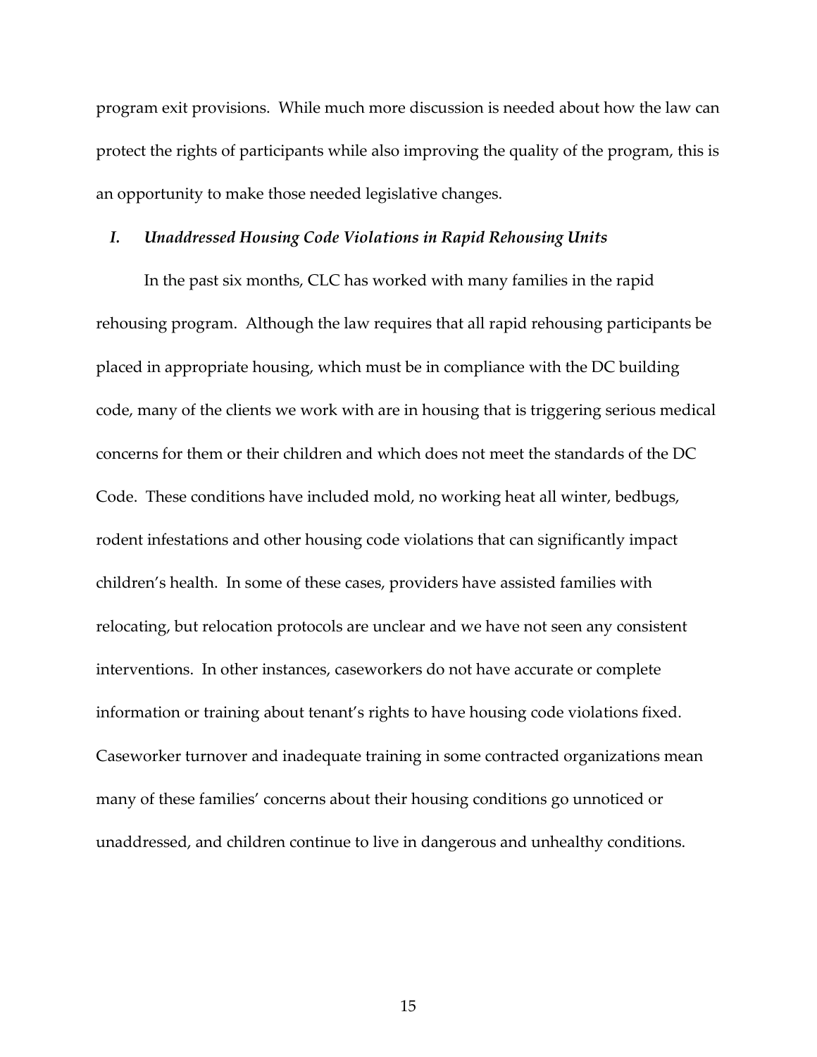program exit provisions. While much more discussion is needed about how the law can protect the rights of participants while also improving the quality of the program, this is an opportunity to make those needed legislative changes.

### *I. Unaddressed Housing Code Violations in Rapid Rehousing Units*

In the past six months, CLC has worked with many families in the rapid rehousing program. Although the law requires that all rapid rehousing participants be placed in appropriate housing, which must be in compliance with the DC building code, many of the clients we work with are in housing that is triggering serious medical concerns for them or their children and which does not meet the standards of the DC Code. These conditions have included mold, no working heat all winter, bedbugs, rodent infestations and other housing code violations that can significantly impact children's health. In some of these cases, providers have assisted families with relocating, but relocation protocols are unclear and we have not seen any consistent interventions. In other instances, caseworkers do not have accurate or complete information or training about tenant's rights to have housing code violations fixed. Caseworker turnover and inadequate training in some contracted organizations mean many of these families' concerns about their housing conditions go unnoticed or unaddressed, and children continue to live in dangerous and unhealthy conditions.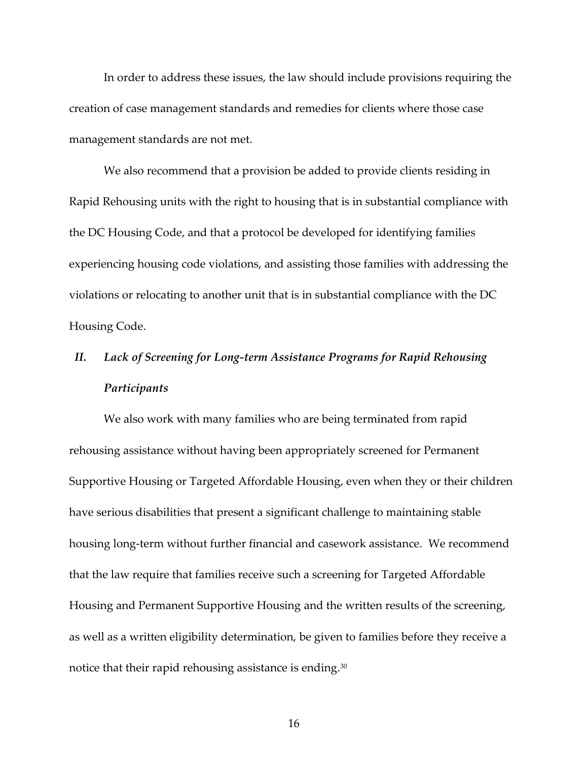In order to address these issues, the law should include provisions requiring the creation of case management standards and remedies for clients where those case management standards are not met.

We also recommend that a provision be added to provide clients residing in Rapid Rehousing units with the right to housing that is in substantial compliance with the DC Housing Code, and that a protocol be developed for identifying families experiencing housing code violations, and assisting those families with addressing the violations or relocating to another unit that is in substantial compliance with the DC Housing Code.

### *II. Lack of Screening for Long-term Assistance Programs for Rapid Rehousing Participants*

We also work with many families who are being terminated from rapid rehousing assistance without having been appropriately screened for Permanent Supportive Housing or Targeted Affordable Housing, even when they or their children have serious disabilities that present a significant challenge to maintaining stable housing long-term without further financial and casework assistance. We recommend that the law require that families receive such a screening for Targeted Affordable Housing and Permanent Supportive Housing and the written results of the screening, as well as a written eligibility determination, be given to families before they receive a notice that their rapid rehousing assistance is ending.[30]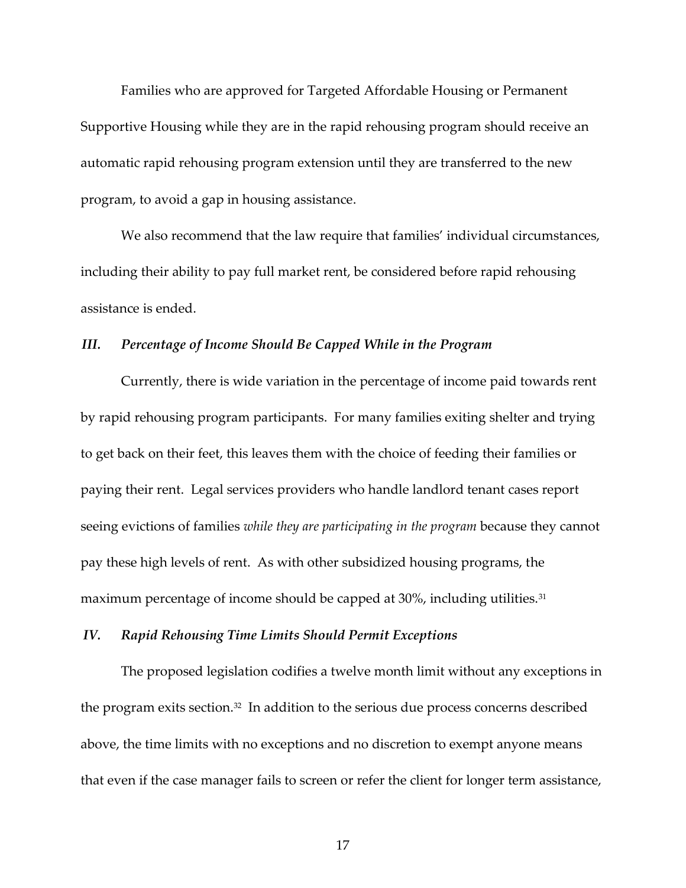Families who are approved for Targeted Affordable Housing or Permanent Supportive Housing while they are in the rapid rehousing program should receive an automatic rapid rehousing program extension until they are transferred to the new program, to avoid a gap in housing assistance.

We also recommend that the law require that families' individual circumstances, including their ability to pay full market rent, be considered before rapid rehousing assistance is ended.

### *III. Percentage of Income Should Be Capped While in the Program*

Currently, there is wide variation in the percentage of income paid towards rent by rapid rehousing program participants. For many families exiting shelter and trying to get back on their feet, this leaves them with the choice of feeding their families or paying their rent. Legal services providers who handle landlord tenant cases report seeing evictions of families *while they are participating in the program* because they cannot pay these high levels of rent. As with other subsidized housing programs, the maximum percentage of income should be capped at 30%, including utilities.[31]

### *IV. Rapid Rehousing Time Limits Should Permit Exceptions*

The proposed legislation codifies a twelve month limit without any exceptions in the program exits section.[32] In addition to the serious due process concerns described above, the time limits with no exceptions and no discretion to exempt anyone means that even if the case manager fails to screen or refer the client for longer term assistance,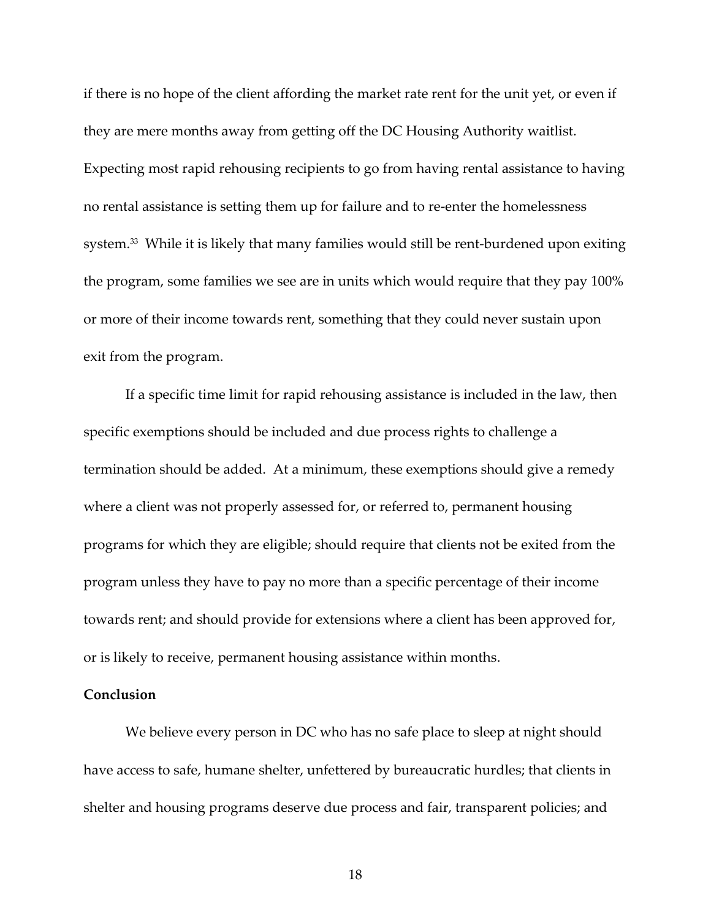if there is no hope of the client affording the market rate rent for the unit yet, or even if they are mere months away from getting off the DC Housing Authority waitlist. Expecting most rapid rehousing recipients to go from having rental assistance to having no rental assistance is setting them up for failure and to re-enter the homelessness system.[33] While it is likely that many families would still be rent-burdened upon exiting the program, some families we see are in units which would require that they pay 100% or more of their income towards rent, something that they could never sustain upon exit from the program.

If a specific time limit for rapid rehousing assistance is included in the law, then specific exemptions should be included and due process rights to challenge a termination should be added. At a minimum, these exemptions should give a remedy where a client was not properly assessed for, or referred to, permanent housing programs for which they are eligible; should require that clients not be exited from the program unless they have to pay no more than a specific percentage of their income towards rent; and should provide for extensions where a client has been approved for, or is likely to receive, permanent housing assistance within months.

**Conclusion**

We believe every person in DC who has no safe place to sleep at night should have access to safe, humane shelter, unfettered by bureaucratic hurdles; that clients in shelter and housing programs deserve due process and fair, transparent policies; and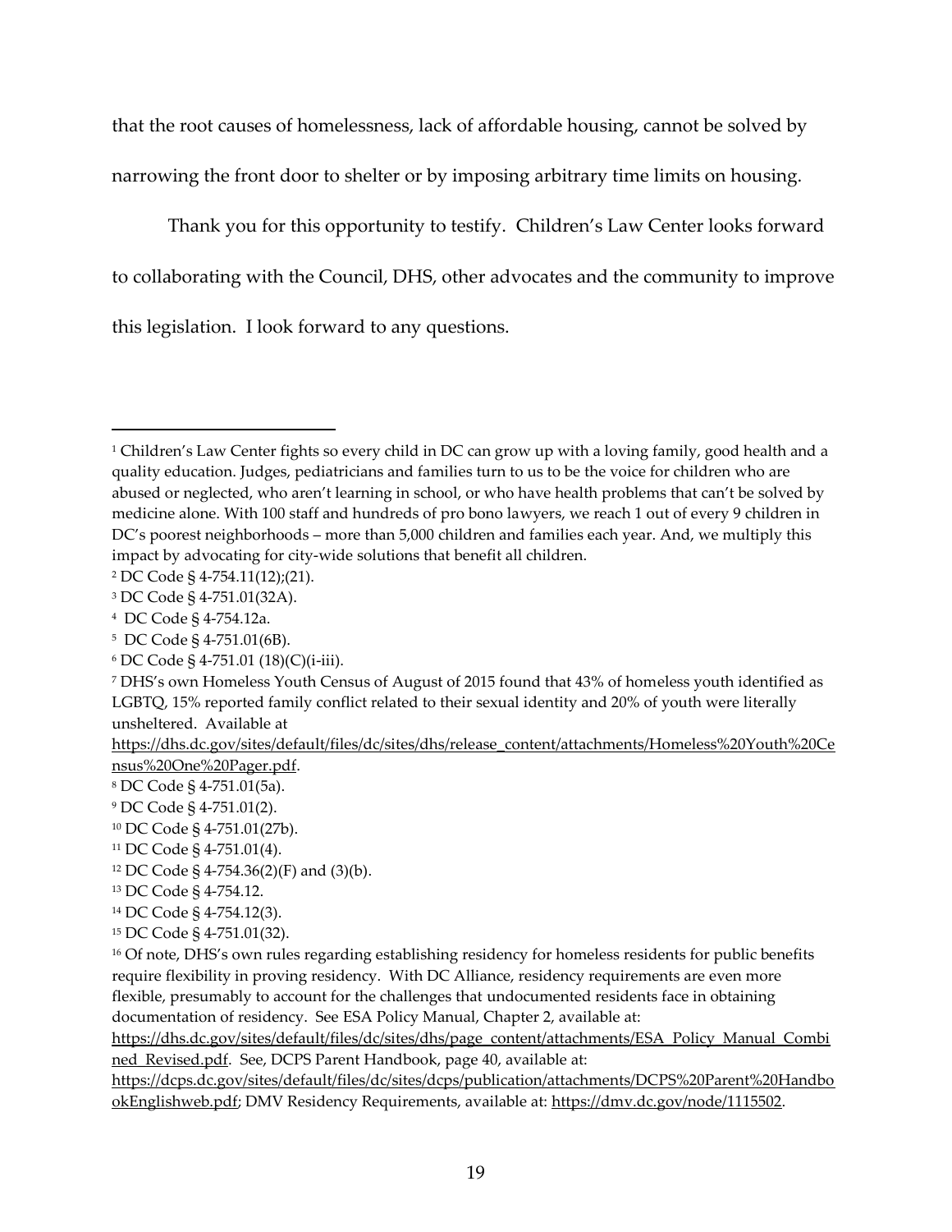that the root causes of homelessness, lack of affordable housing, cannot be solved by narrowing the front door to shelter or by imposing arbitrary time limits on housing.

Thank you for this opportunity to testify. Children's Law Center looks forward to collaborating with the Council, DHS, other advocates and the community to improve this legislation. I look forward to any questions.

---

[1] Children's Law Center fights so every child in DC can grow up with a loving family, good health and a quality education. Judges, pediatricians and families turn to us to be the voice for children who are abused or neglected, who aren't learning in school, or who have health problems that can't be solved by medicine alone. With 100 staff and hundreds of pro bono lawyers, we reach 1 out of every 9 children in DC's poorest neighborhoods – more than 5,000 children and families each year. And, we multiply this impact by advocating for city-wide solutions that benefit all children.

[2] DC Code § 4-754.11(12);(21).

[3] DC Code § 4-751.01(32A).

[4] DC Code § 4-754.12a.

[5] DC Code § 4-751.01(6B).

[6] DC Code § 4-751.01 (18)(C)(i-iii).

[7] DHS's own Homeless Youth Census of August of 2015 found that 43% of homeless youth identified as LGBTQ, 15% reported family conflict related to their sexual identity and 20% of youth were literally unsheltered. Available at https://dhs.dc.gov/sites/default/files/dc/sites/dhs/release_content/attachments/Homeless%20Youth%20Census%20One%20Pager.pdf.

[8] DC Code § 4-751.01(5a).

[9] DC Code § 4-751.01(2).

[10] DC Code § 4-751.01(27b).

[11] DC Code § 4-751.01(4).

[12] DC Code § 4-754.36(2)(F) and (3)(b).

[13] DC Code § 4-754.12.

[14] DC Code § 4-754.12(3).

[15] DC Code § 4-751.01(32).

[16] Of note, DHS's own rules regarding establishing residency for homeless residents for public benefits require flexibility in proving residency. With DC Alliance, residency requirements are even more flexible, presumably to account for the challenges that undocumented residents face in obtaining documentation of residency. See ESA Policy Manual, Chapter 2, available at: https://dhs.dc.gov/sites/default/files/dc/sites/dhs/page_content/attachments/ESA_Policy_Manual_Combined_Revised.pdf. See, DCPS Parent Handbook, page 40, available at: https://dcps.dc.gov/sites/default/files/dc/sites/dcps/publication/attachments/DCPS%20Parent%20HandbookEnglishweb.pdf; DMV Residency Requirements, available at: https://dmv.dc.gov/node/1115502.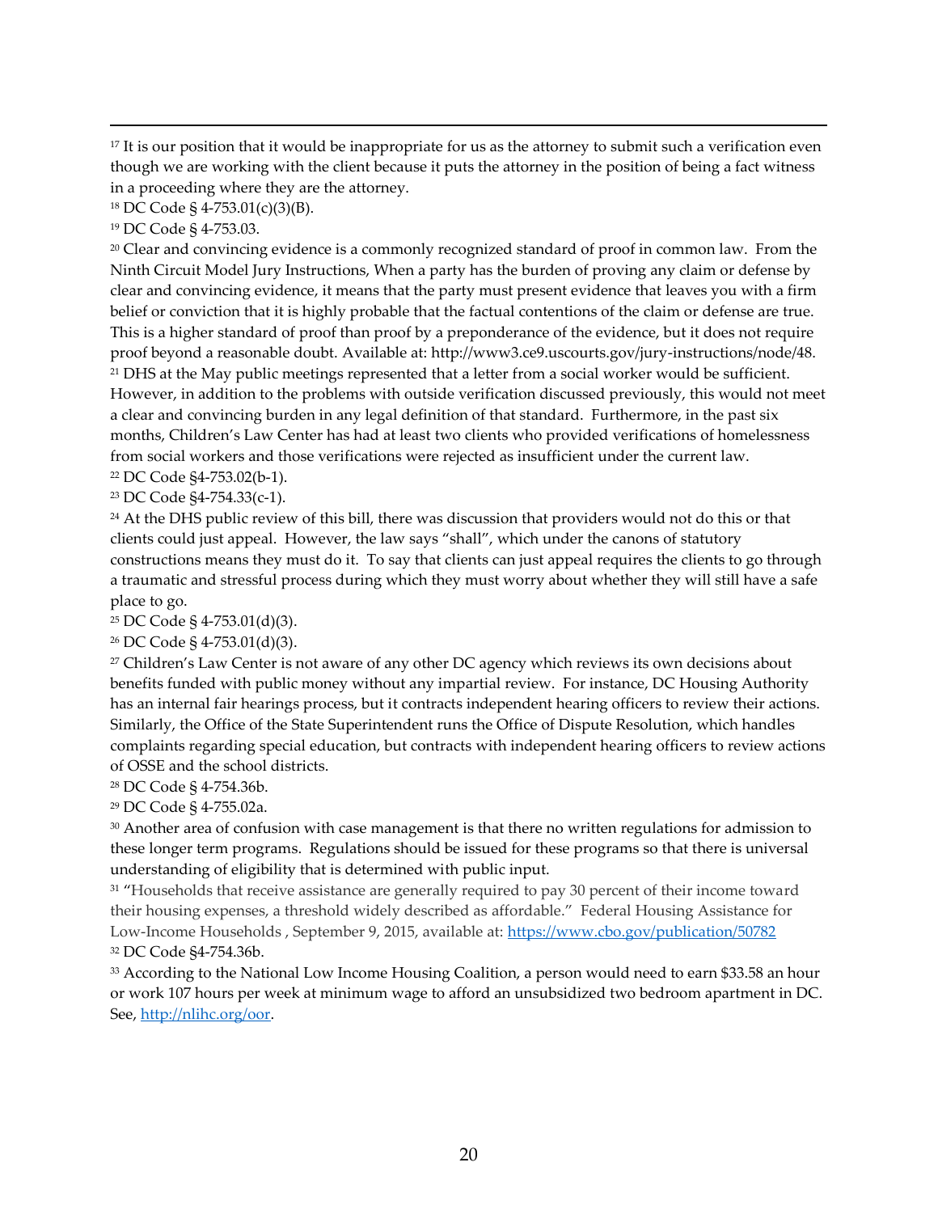[17] It is our position that it would be inappropriate for us as the attorney to submit such a verification even though we are working with the client because it puts the attorney in the position of being a fact witness in a proceeding where they are the attorney.

[18] DC Code § 4-753.01(c)(3)(B).

[19] DC Code § 4-753.03.

[20] Clear and convincing evidence is a commonly recognized standard of proof in common law. From the Ninth Circuit Model Jury Instructions, When a party has the burden of proving any claim or defense by clear and convincing evidence, it means that the party must present evidence that leaves you with a firm belief or conviction that it is highly probable that the factual contentions of the claim or defense are true. This is a higher standard of proof than proof by a preponderance of the evidence, but it does not require proof beyond a reasonable doubt. Available at: http://www3.ce9.uscourts.gov/jury-instructions/node/48.

[21] DHS at the May public meetings represented that a letter from a social worker would be sufficient. However, in addition to the problems with outside verification discussed previously, this would not meet a clear and convincing burden in any legal definition of that standard. Furthermore, in the past six months, Children's Law Center has had at least two clients who provided verifications of homelessness from social workers and those verifications were rejected as insufficient under the current law.

[22] DC Code §4-753.02(b-1).

[23] DC Code §4-754.33(c-1).

[24] At the DHS public review of this bill, there was discussion that providers would not do this or that clients could just appeal. However, the law says "shall", which under the canons of statutory constructions means they must do it. To say that clients can just appeal requires the clients to go through a traumatic and stressful process during which they must worry about whether they will still have a safe place to go.

[25] DC Code § 4-753.01(d)(3).

[26] DC Code § 4-753.01(d)(3).

[27] Children's Law Center is not aware of any other DC agency which reviews its own decisions about benefits funded with public money without any impartial review. For instance, DC Housing Authority has an internal fair hearings process, but it contracts independent hearing officers to review their actions. Similarly, the Office of the State Superintendent runs the Office of Dispute Resolution, which handles complaints regarding special education, but contracts with independent hearing officers to review actions of OSSE and the school districts.

[28] DC Code § 4-754.36b.

[29] DC Code § 4-755.02a.

[30] Another area of confusion with case management is that there no written regulations for admission to these longer term programs. Regulations should be issued for these programs so that there is universal understanding of eligibility that is determined with public input.

[31] "Households that receive assistance are generally required to pay 30 percent of their income toward their housing expenses, a threshold widely described as affordable." Federal Housing Assistance for Low-Income Households , September 9, 2015, available at: [https://www.cbo.gov/publication/50782](https://www.cbo.gov/publication/50782)

[32] DC Code §4-754.36b.

[33] According to the National Low Income Housing Coalition, a person would need to earn $33.58 an hour or work 107 hours per week at minimum wage to afford an unsubsidized two bedroom apartment in DC. See, [http://nlihc.org/oor](http://nlihc.org/oor).